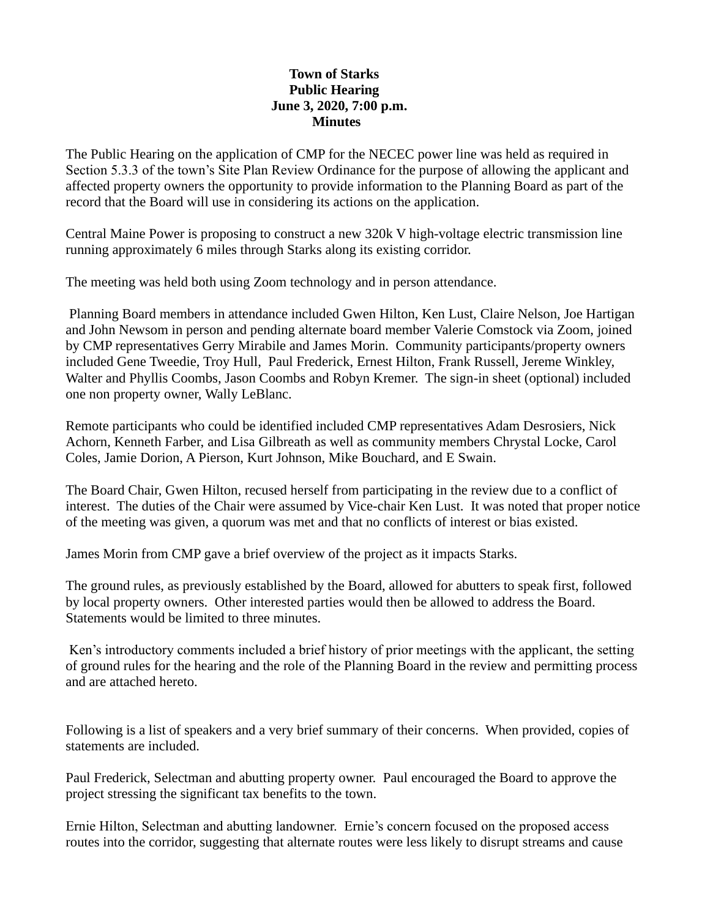**Town of Starks**
**Public Hearing**
**June 3, 2020, 7:00 p.m.**
**Minutes**

The Public Hearing on the application of CMP for the NECEC power line was held as required in Section 5.3.3 of the town's Site Plan Review Ordinance for the purpose of allowing the applicant and affected property owners the opportunity to provide information to the Planning Board as part of the record that the Board will use in considering its actions on the application.

Central Maine Power is proposing to construct a new 320k V high-voltage electric transmission line running approximately 6 miles through Starks along its existing corridor.

The meeting was held both using Zoom technology and in person attendance.

Planning Board members in attendance included Gwen Hilton, Ken Lust, Claire Nelson, Joe Hartigan and John Newsom in person and pending alternate board member Valerie Comstock via Zoom, joined by CMP representatives Gerry Mirabile and James Morin. Community participants/property owners included Gene Tweedie, Troy Hull, Paul Frederick, Ernest Hilton, Frank Russell, Jereme Winkley, Walter and Phyllis Coombs, Jason Coombs and Robyn Kremer. The sign-in sheet (optional) included one non property owner, Wally LeBlanc.

Remote participants who could be identified included CMP representatives Adam Desrosiers, Nick Achorn, Kenneth Farber, and Lisa Gilbreath as well as community members Chrystal Locke, Carol Coles, Jamie Dorion, A Pierson, Kurt Johnson, Mike Bouchard, and E Swain.

The Board Chair, Gwen Hilton, recused herself from participating in the review due to a conflict of interest. The duties of the Chair were assumed by Vice-chair Ken Lust. It was noted that proper notice of the meeting was given, a quorum was met and that no conflicts of interest or bias existed.

James Morin from CMP gave a brief overview of the project as it impacts Starks.

The ground rules, as previously established by the Board, allowed for abutters to speak first, followed by local property owners. Other interested parties would then be allowed to address the Board. Statements would be limited to three minutes.

Ken's introductory comments included a brief history of prior meetings with the applicant, the setting of ground rules for the hearing and the role of the Planning Board in the review and permitting process and are attached hereto.

Following is a list of speakers and a very brief summary of their concerns. When provided, copies of statements are included.

Paul Frederick, Selectman and abutting property owner. Paul encouraged the Board to approve the project stressing the significant tax benefits to the town.

Ernie Hilton, Selectman and abutting landowner. Ernie's concern focused on the proposed access routes into the corridor, suggesting that alternate routes were less likely to disrupt streams and cause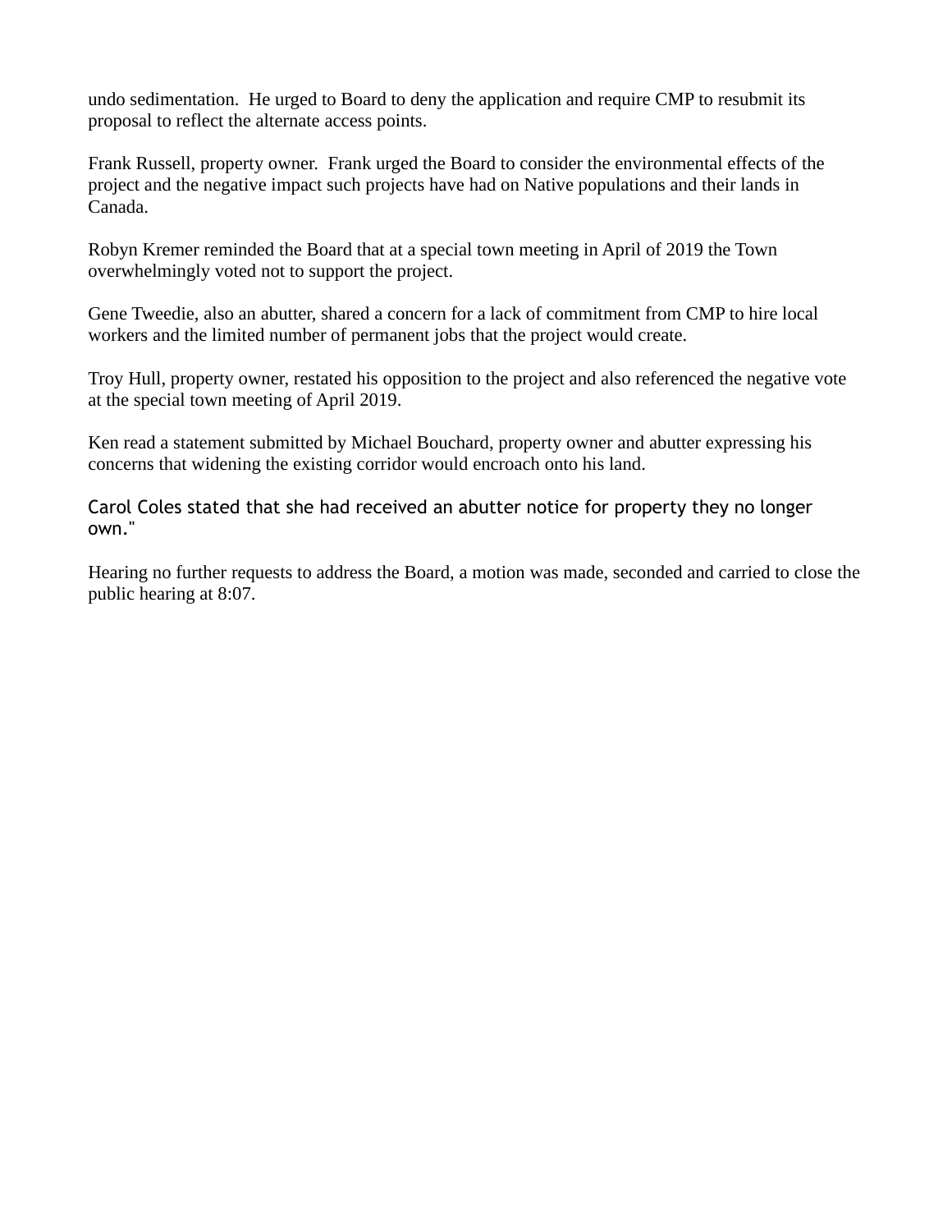undo sedimentation. He urged to Board to deny the application and require CMP to resubmit its proposal to reflect the alternate access points.

Frank Russell, property owner. Frank urged the Board to consider the environmental effects of the project and the negative impact such projects have had on Native populations and their lands in Canada.

Robyn Kremer reminded the Board that at a special town meeting in April of 2019 the Town overwhelmingly voted not to support the project.

Gene Tweedie, also an abutter, shared a concern for a lack of commitment from CMP to hire local workers and the limited number of permanent jobs that the project would create.

Troy Hull, property owner, restated his opposition to the project and also referenced the negative vote at the special town meeting of April 2019.

Ken read a statement submitted by Michael Bouchard, property owner and abutter expressing his concerns that widening the existing corridor would encroach onto his land.

Carol Coles stated that she had received an abutter notice for property they no longer own."

Hearing no further requests to address the Board, a motion was made, seconded and carried to close the public hearing at 8:07.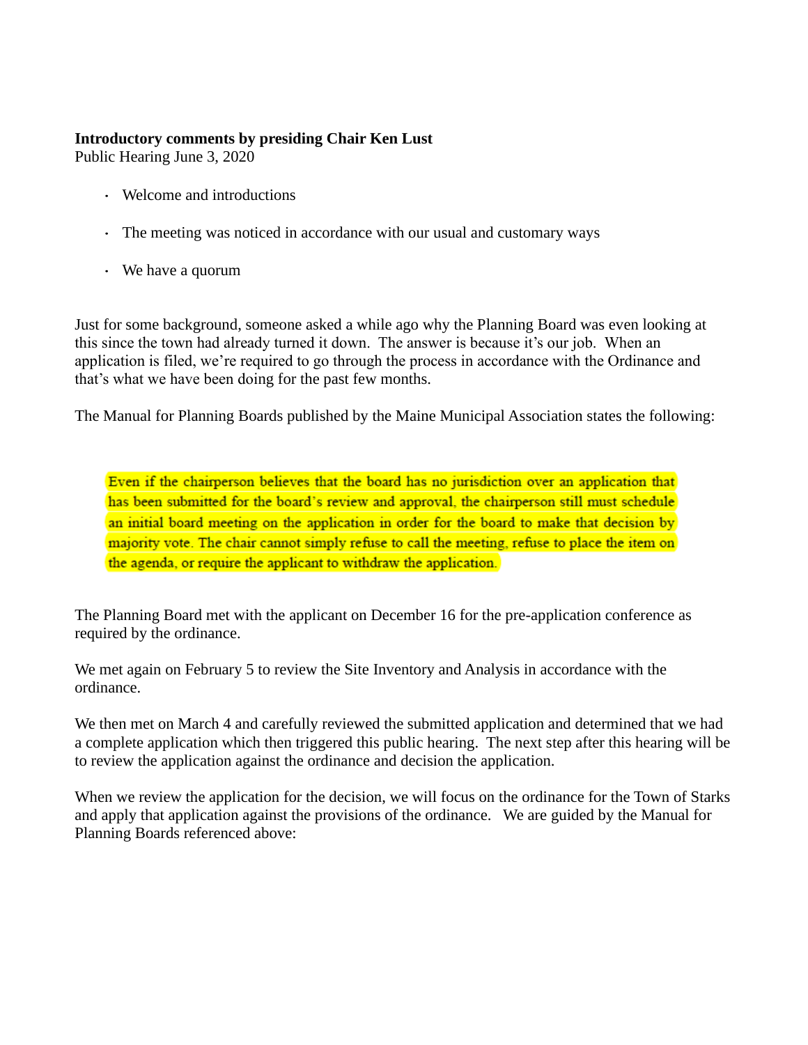**Introductory comments by presiding Chair Ken Lust**
Public Hearing June 3, 2020

- Welcome and introductions
- The meeting was noticed in accordance with our usual and customary ways
- We have a quorum

Just for some background, someone asked a while ago why the Planning Board was even looking at this since the town had already turned it down. The answer is because it's our job. When an application is filed, we're required to go through the process in accordance with the Ordinance and that's what we have been doing for the past few months.

The Manual for Planning Boards published by the Maine Municipal Association states the following:

> Even if the chairperson believes that the board has no jurisdiction over an application that has been submitted for the board's review and approval, the chairperson still must schedule an initial board meeting on the application in order for the board to make that decision by majority vote. The chair cannot simply refuse to call the meeting, refuse to place the item on the agenda, or require the applicant to withdraw the application.

The Planning Board met with the applicant on December 16 for the pre-application conference as required by the ordinance.

We met again on February 5 to review the Site Inventory and Analysis in accordance with the ordinance.

We then met on March 4 and carefully reviewed the submitted application and determined that we had a complete application which then triggered this public hearing. The next step after this hearing will be to review the application against the ordinance and decision the application.

When we review the application for the decision, we will focus on the ordinance for the Town of Starks and apply that application against the provisions of the ordinance. We are guided by the Manual for Planning Boards referenced above: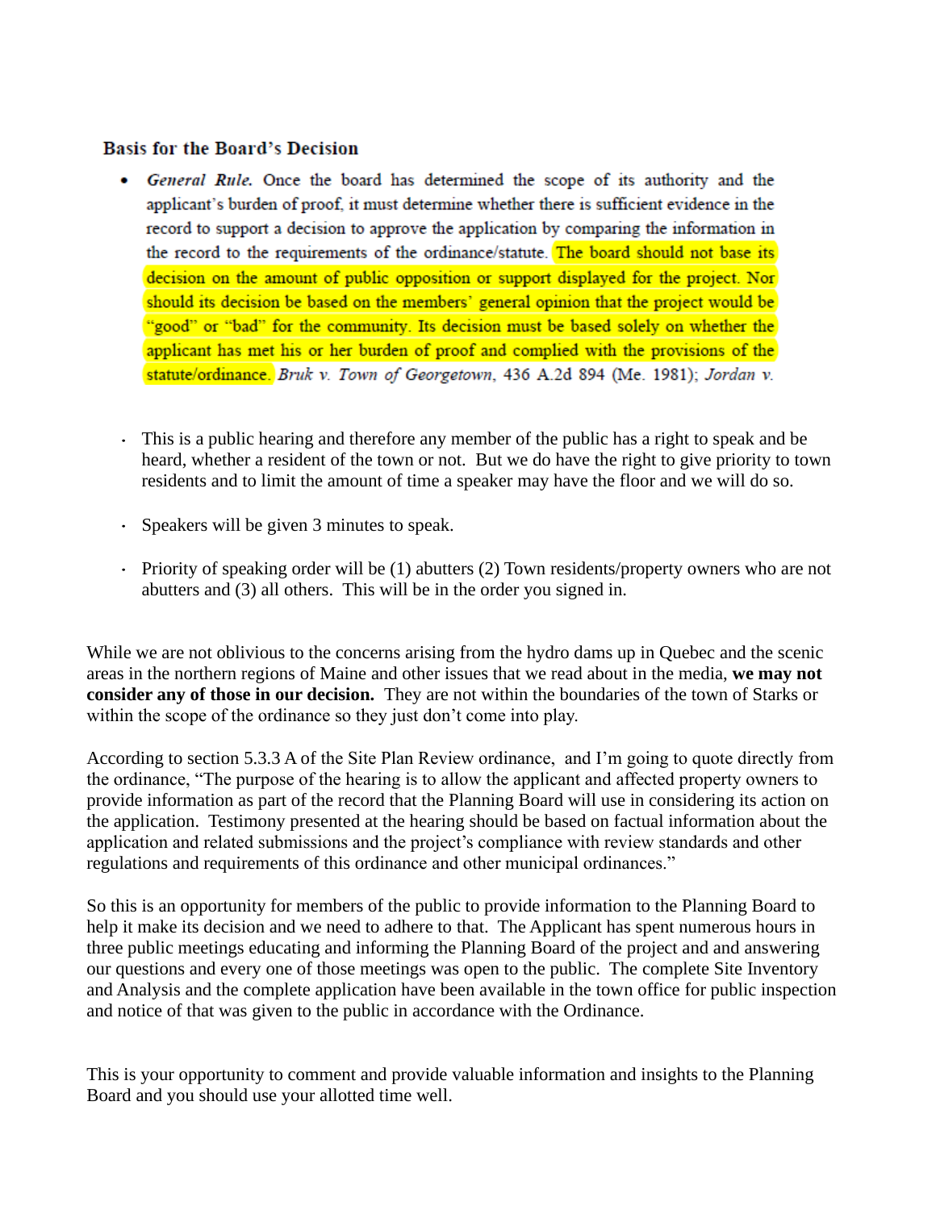### Basis for the Board's Decision

- ***General Rule.*** Once the board has determined the scope of its authority and the applicant's burden of proof, it must determine whether there is sufficient evidence in the record to support a decision to approve the application by comparing the information in the record to the requirements of the ordinance/statute. The board should not base its decision on the amount of public opposition or support displayed for the project. Nor should its decision be based on the members' general opinion that the project would be "good" or "bad" for the community. Its decision must be based solely on whether the applicant has met his or her burden of proof and complied with the provisions of the statute/ordinance. *Bruk v. Town of Georgetown*, 436 A.2d 894 (Me. 1981); *Jordan v.*

- This is a public hearing and therefore any member of the public has a right to speak and be heard, whether a resident of the town or not. But we do have the right to give priority to town residents and to limit the amount of time a speaker may have the floor and we will do so.
- Speakers will be given 3 minutes to speak.
- Priority of speaking order will be (1) abutters (2) Town residents/property owners who are not abutters and (3) all others. This will be in the order you signed in.

While we are not oblivious to the concerns arising from the hydro dams up in Quebec and the scenic areas in the northern regions of Maine and other issues that we read about in the media, **we may not consider any of those in our decision.** They are not within the boundaries of the town of Starks or within the scope of the ordinance so they just don't come into play.

According to section 5.3.3 A of the Site Plan Review ordinance, and I'm going to quote directly from the ordinance, "The purpose of the hearing is to allow the applicant and affected property owners to provide information as part of the record that the Planning Board will use in considering its action on the application. Testimony presented at the hearing should be based on factual information about the application and related submissions and the project's compliance with review standards and other regulations and requirements of this ordinance and other municipal ordinances."

So this is an opportunity for members of the public to provide information to the Planning Board to help it make its decision and we need to adhere to that. The Applicant has spent numerous hours in three public meetings educating and informing the Planning Board of the project and and answering our questions and every one of those meetings was open to the public. The complete Site Inventory and Analysis and the complete application have been available in the town office for public inspection and notice of that was given to the public in accordance with the Ordinance.

This is your opportunity to comment and provide valuable information and insights to the Planning Board and you should use your allotted time well.